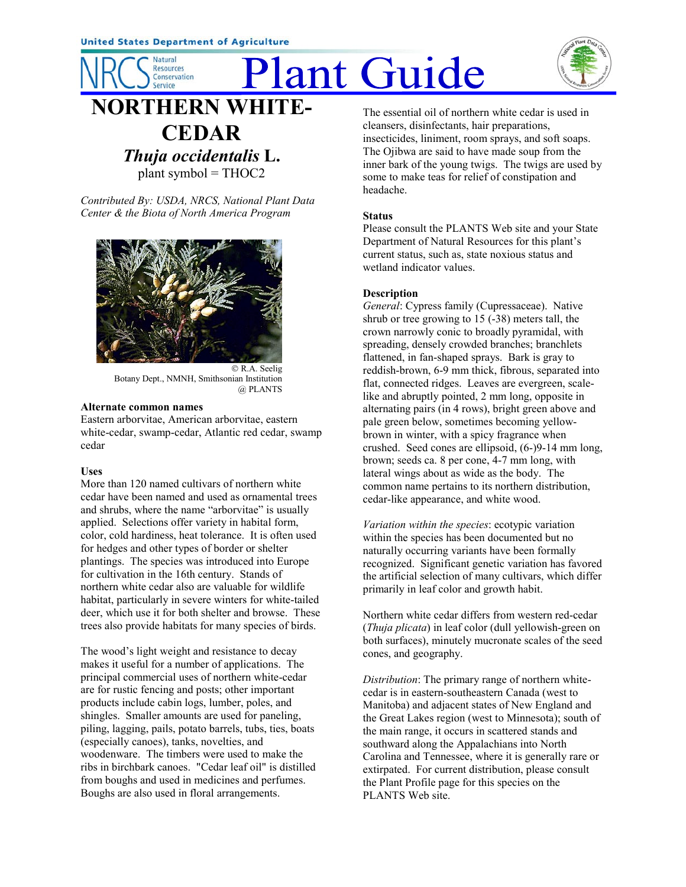United States Department of Agriculture

NRCS Natural Resources Conservation Service

# Plant Guide

# NORTHERN WHITE-CEDAR

## *Thuja occidentalis* L.

plant symbol = THOC2

*Contributed By: USDA, NRCS, National Plant Data Center & the Biota of North America Program*

© R.A. Seelig
Botany Dept., NMNH, Smithsonian Institution
@ PLANTS

### Alternate common names

Eastern arborvitae, American arborvitae, eastern white-cedar, swamp-cedar, Atlantic red cedar, swamp cedar

### Uses

More than 120 named cultivars of northern white cedar have been named and used as ornamental trees and shrubs, where the name "arborvitae" is usually applied. Selections offer variety in habital form, color, cold hardiness, heat tolerance. It is often used for hedges and other types of border or shelter plantings. The species was introduced into Europe for cultivation in the 16th century. Stands of northern white cedar also are valuable for wildlife habitat, particularly in severe winters for white-tailed deer, which use it for both shelter and browse. These trees also provide habitats for many species of birds.

The wood's light weight and resistance to decay makes it useful for a number of applications. The principal commercial uses of northern white-cedar are for rustic fencing and posts; other important products include cabin logs, lumber, poles, and shingles. Smaller amounts are used for paneling, piling, lagging, pails, potato barrels, tubs, ties, boats (especially canoes), tanks, novelties, and woodenware. The timbers were used to make the ribs in birchbark canoes. "Cedar leaf oil" is distilled from boughs and used in medicines and perfumes. Boughs are also used in floral arrangements.

The essential oil of northern white cedar is used in cleansers, disinfectants, hair preparations, insecticides, liniment, room sprays, and soft soaps. The Ojibwa are said to have made soup from the inner bark of the young twigs. The twigs are used by some to make teas for relief of constipation and headache.

### Status

Please consult the PLANTS Web site and your State Department of Natural Resources for this plant's current status, such as, state noxious status and wetland indicator values.

### Description

*General*: Cypress family (Cupressaceae). Native shrub or tree growing to 15 (-38) meters tall, the crown narrowly conic to broadly pyramidal, with spreading, densely crowded branches; branchlets flattened, in fan-shaped sprays. Bark is gray to reddish-brown, 6-9 mm thick, fibrous, separated into flat, connected ridges. Leaves are evergreen, scale-like and abruptly pointed, 2 mm long, opposite in alternating pairs (in 4 rows), bright green above and pale green below, sometimes becoming yellow-brown in winter, with a spicy fragrance when crushed. Seed cones are ellipsoid, (6-)9-14 mm long, brown; seeds ca. 8 per cone, 4-7 mm long, with lateral wings about as wide as the body. The common name pertains to its northern distribution, cedar-like appearance, and white wood.

*Variation within the species*: ecotypic variation within the species has been documented but no naturally occurring variants have been formally recognized. Significant genetic variation has favored the artificial selection of many cultivars, which differ primarily in leaf color and growth habit.

Northern white cedar differs from western red-cedar (*Thuja plicata*) in leaf color (dull yellowish-green on both surfaces), minutely mucronate scales of the seed cones, and geography.

*Distribution*: The primary range of northern white-cedar is in eastern-southeastern Canada (west to Manitoba) and adjacent states of New England and the Great Lakes region (west to Minnesota); south of the main range, it occurs in scattered stands and southward along the Appalachians into North Carolina and Tennessee, where it is generally rare or extirpated. For current distribution, please consult the Plant Profile page for this species on the PLANTS Web site.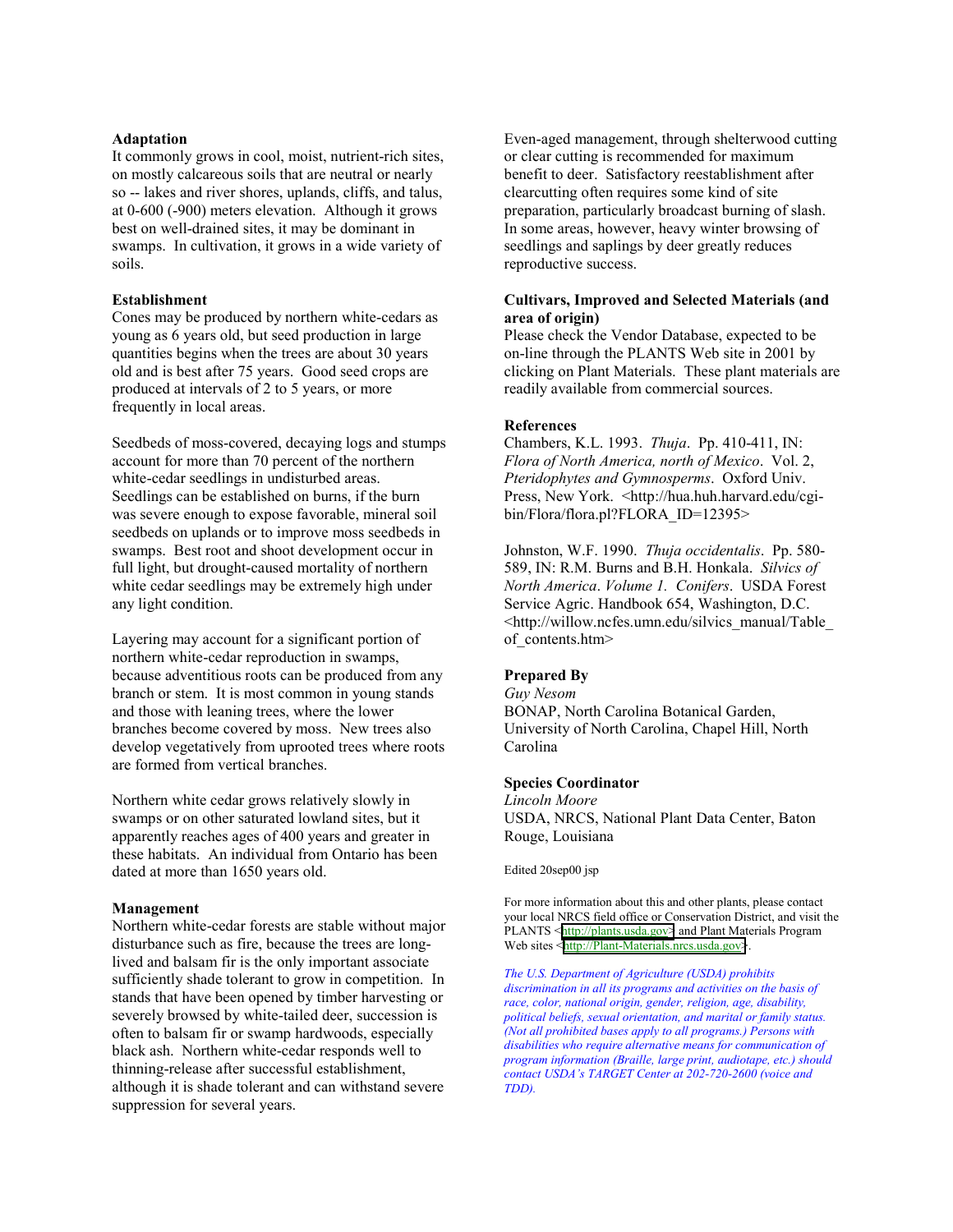### Adaptation

It commonly grows in cool, moist, nutrient-rich sites, on mostly calcareous soils that are neutral or nearly so -- lakes and river shores, uplands, cliffs, and talus, at 0-600 (-900) meters elevation. Although it grows best on well-drained sites, it may be dominant in swamps. In cultivation, it grows in a wide variety of soils.

### Establishment

Cones may be produced by northern white-cedars as young as 6 years old, but seed production in large quantities begins when the trees are about 30 years old and is best after 75 years. Good seed crops are produced at intervals of 2 to 5 years, or more frequently in local areas.

Seedbeds of moss-covered, decaying logs and stumps account for more than 70 percent of the northern white-cedar seedlings in undisturbed areas. Seedlings can be established on burns, if the burn was severe enough to expose favorable, mineral soil seedbeds on uplands or to improve moss seedbeds in swamps. Best root and shoot development occur in full light, but drought-caused mortality of northern white cedar seedlings may be extremely high under any light condition.

Layering may account for a significant portion of northern white-cedar reproduction in swamps, because adventitious roots can be produced from any branch or stem. It is most common in young stands and those with leaning trees, where the lower branches become covered by moss. New trees also develop vegetatively from uprooted trees where roots are formed from vertical branches.

Northern white cedar grows relatively slowly in swamps or on other saturated lowland sites, but it apparently reaches ages of 400 years and greater in these habitats. An individual from Ontario has been dated at more than 1650 years old.

### Management

Northern white-cedar forests are stable without major disturbance such as fire, because the trees are long-lived and balsam fir is the only important associate sufficiently shade tolerant to grow in competition. In stands that have been opened by timber harvesting or severely browsed by white-tailed deer, succession is often to balsam fir or swamp hardwoods, especially black ash. Northern white-cedar responds well to thinning-release after successful establishment, although it is shade tolerant and can withstand severe suppression for several years.

Even-aged management, through shelterwood cutting or clear cutting is recommended for maximum benefit to deer. Satisfactory reestablishment after clearcutting often requires some kind of site preparation, particularly broadcast burning of slash. In some areas, however, heavy winter browsing of seedlings and saplings by deer greatly reduces reproductive success.

### Cultivars, Improved and Selected Materials (and area of origin)

Please check the Vendor Database, expected to be on-line through the PLANTS Web site in 2001 by clicking on Plant Materials. These plant materials are readily available from commercial sources.

### References

Chambers, K.L. 1993. *Thuja*. Pp. 410-411, IN: *Flora of North America, north of Mexico*. Vol. 2, *Pteridophytes and Gymnosperms*. Oxford Univ. Press, New York. <http://hua.huh.harvard.edu/cgi-bin/Flora/flora.pl?FLORA_ID=12395>

Johnston, W.F. 1990. *Thuja occidentalis*. Pp. 580-589, IN: R.M. Burns and B.H. Honkala. *Silvics of North America*. *Volume 1. Conifers*. USDA Forest Service Agric. Handbook 654, Washington, D.C. <http://willow.ncfes.umn.edu/silvics_manual/Table_of_contents.htm>

### Prepared By

*Guy Nesom*
BONAP, North Carolina Botanical Garden, University of North Carolina, Chapel Hill, North Carolina

### Species Coordinator

*Lincoln Moore*
USDA, NRCS, National Plant Data Center, Baton Rouge, Louisiana

Edited 20sep00 jsp

For more information about this and other plants, please contact your local NRCS field office or Conservation District, and visit the PLANTS <http://plants.usda.gov> and Plant Materials Program Web sites <http://Plant-Materials.nrcs.usda.gov>.

*The U.S. Department of Agriculture (USDA) prohibits discrimination in all its programs and activities on the basis of race, color, national origin, gender, religion, age, disability, political beliefs, sexual orientation, and marital or family status. (Not all prohibited bases apply to all programs.) Persons with disabilities who require alternative means for communication of program information (Braille, large print, audiotape, etc.) should contact USDA's TARGET Center at 202-720-2600 (voice and TDD).*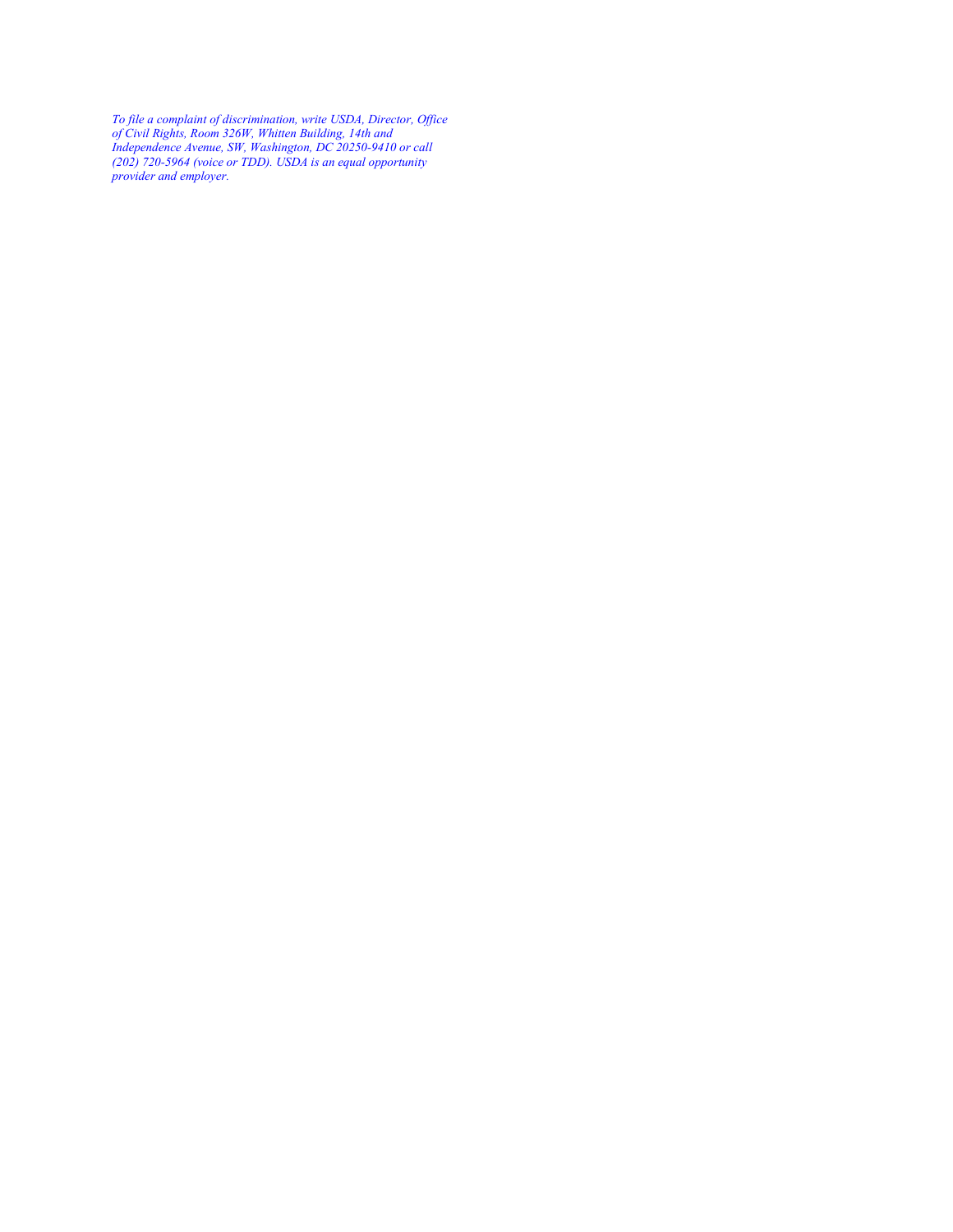*To file a complaint of discrimination, write USDA, Director, Office of Civil Rights, Room 326W, Whitten Building, 14th and Independence Avenue, SW, Washington, DC 20250-9410 or call (202) 720-5964 (voice or TDD). USDA is an equal opportunity provider and employer.*